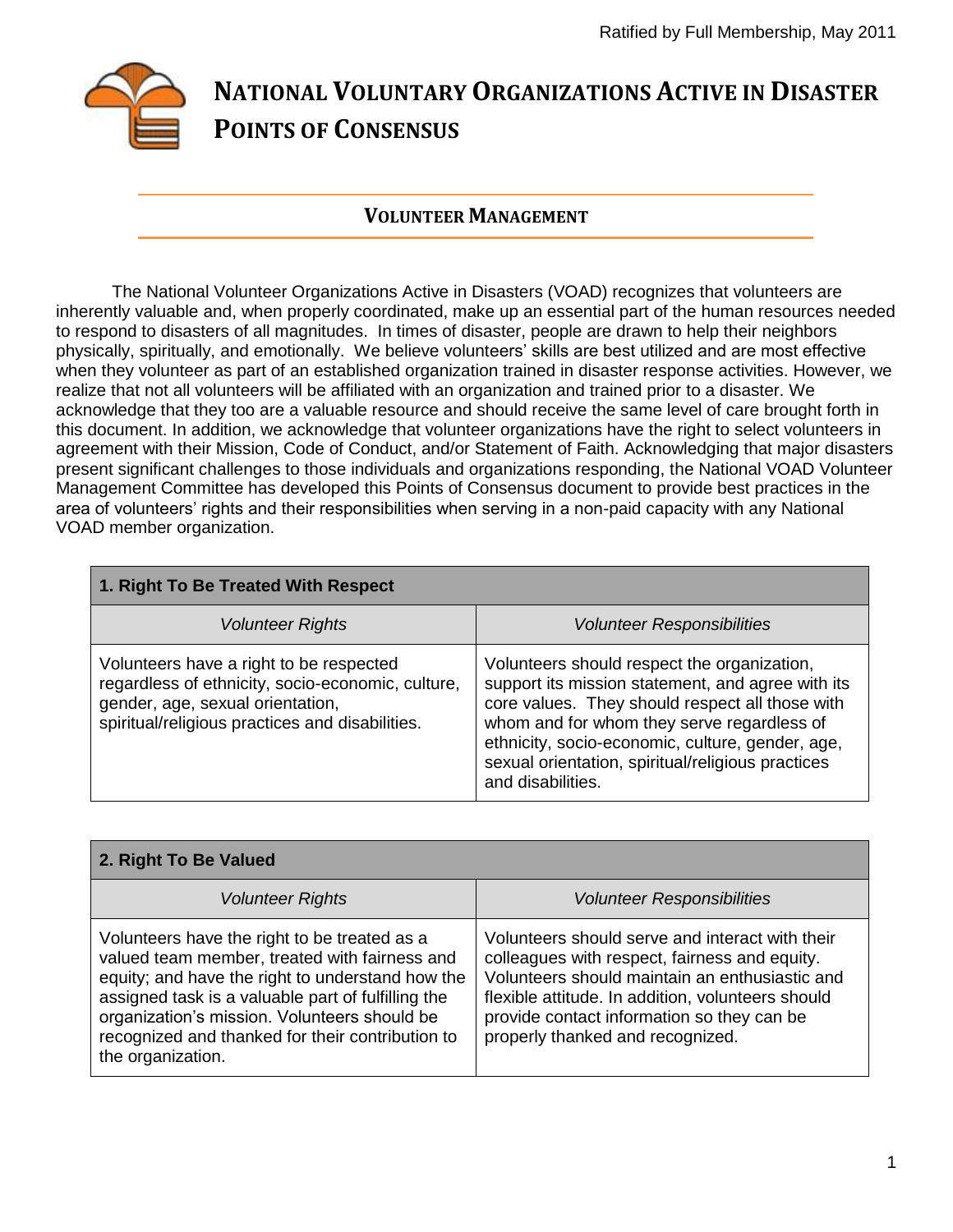Ratified by Full Membership, May 2011

# National Voluntary Organizations Active in Disaster Points of Consensus

## Volunteer Management

The National Volunteer Organizations Active in Disasters (VOAD) recognizes that volunteers are inherently valuable and, when properly coordinated, make up an essential part of the human resources needed to respond to disasters of all magnitudes. In times of disaster, people are drawn to help their neighbors physically, spiritually, and emotionally. We believe volunteers' skills are best utilized and are most effective when they volunteer as part of an established organization trained in disaster response activities. However, we realize that not all volunteers will be affiliated with an organization and trained prior to a disaster. We acknowledge that they too are a valuable resource and should receive the same level of care brought forth in this document. In addition, we acknowledge that volunteer organizations have the right to select volunteers in agreement with their Mission, Code of Conduct, and/or Statement of Faith. Acknowledging that major disasters present significant challenges to those individuals and organizations responding, the National VOAD Volunteer Management Committee has developed this Points of Consensus document to provide best practices in the area of volunteers' rights and their responsibilities when serving in a non-paid capacity with any National VOAD member organization.

| **1. Right To Be Treated With Respect** | |
|---|---|
| *Volunteer Rights* | *Volunteer Responsibilities* |
| Volunteers have a right to be respected regardless of ethnicity, socio-economic, culture, gender, age, sexual orientation, spiritual/religious practices and disabilities. | Volunteers should respect the organization, support its mission statement, and agree with its core values. They should respect all those with whom and for whom they serve regardless of ethnicity, socio-economic, culture, gender, age, sexual orientation, spiritual/religious practices and disabilities. |

| **2. Right To Be Valued** | |
|---|---|
| *Volunteer Rights* | *Volunteer Responsibilities* |
| Volunteers have the right to be treated as a valued team member, treated with fairness and equity; and have the right to understand how the assigned task is a valuable part of fulfilling the organization's mission. Volunteers should be recognized and thanked for their contribution to the organization. | Volunteers should serve and interact with their colleagues with respect, fairness and equity. Volunteers should maintain an enthusiastic and flexible attitude. In addition, volunteers should provide contact information so they can be properly thanked and recognized. |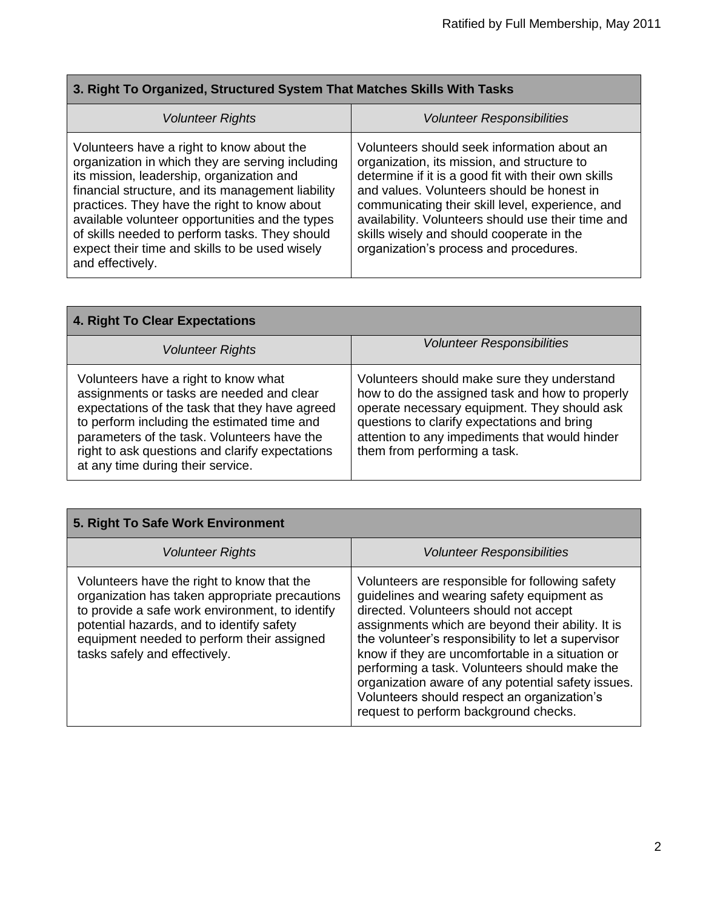| 3. Right To Organized, Structured System That Matches Skills With Tasks | |
|---|---|
| *Volunteer Rights* | *Volunteer Responsibilities* |
| Volunteers have a right to know about the organization in which they are serving including its mission, leadership, organization and financial structure, and its management liability practices. They have the right to know about available volunteer opportunities and the types of skills needed to perform tasks. They should expect their time and skills to be used wisely and effectively. | Volunteers should seek information about an organization, its mission, and structure to determine if it is a good fit with their own skills and values. Volunteers should be honest in communicating their skill level, experience, and availability. Volunteers should use their time and skills wisely and should cooperate in the organization's process and procedures. |

| 4. Right To Clear Expectations | |
|---|---|
| *Volunteer Rights* | *Volunteer Responsibilities* |
| Volunteers have a right to know what assignments or tasks are needed and clear expectations of the task that they have agreed to perform including the estimated time and parameters of the task. Volunteers have the right to ask questions and clarify expectations at any time during their service. | Volunteers should make sure they understand how to do the assigned task and how to properly operate necessary equipment. They should ask questions to clarify expectations and bring attention to any impediments that would hinder them from performing a task. |

| 5. Right To Safe Work Environment | |
|---|---|
| *Volunteer Rights* | *Volunteer Responsibilities* |
| Volunteers have the right to know that the organization has taken appropriate precautions to provide a safe work environment, to identify potential hazards, and to identify safety equipment needed to perform their assigned tasks safely and effectively. | Volunteers are responsible for following safety guidelines and wearing safety equipment as directed. Volunteers should not accept assignments which are beyond their ability. It is the volunteer's responsibility to let a supervisor know if they are uncomfortable in a situation or performing a task. Volunteers should make the organization aware of any potential safety issues. Volunteers should respect an organization's request to perform background checks. |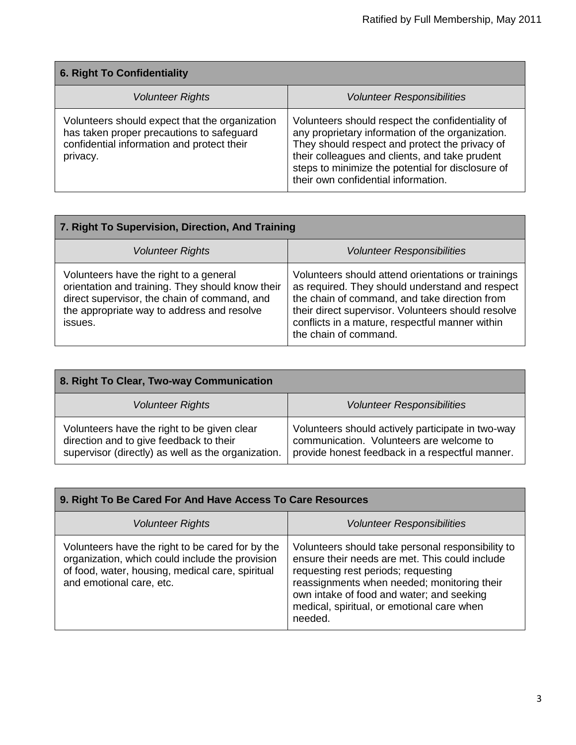Ratified by Full Membership, May 2011

| 6. Right To Confidentiality | |
|---|---|
| *Volunteer Rights* | *Volunteer Responsibilities* |
| Volunteers should expect that the organization has taken proper precautions to safeguard confidential information and protect their privacy. | Volunteers should respect the confidentiality of any proprietary information of the organization. They should respect and protect the privacy of their colleagues and clients, and take prudent steps to minimize the potential for disclosure of their own confidential information. |

| 7. Right To Supervision, Direction, And Training | |
|---|---|
| *Volunteer Rights* | *Volunteer Responsibilities* |
| Volunteers have the right to a general orientation and training. They should know their direct supervisor, the chain of command, and the appropriate way to address and resolve issues. | Volunteers should attend orientations or trainings as required. They should understand and respect the chain of command, and take direction from their direct supervisor. Volunteers should resolve conflicts in a mature, respectful manner within the chain of command. |

| 8. Right To Clear, Two-way Communication | |
|---|---|
| *Volunteer Rights* | *Volunteer Responsibilities* |
| Volunteers have the right to be given clear direction and to give feedback to their supervisor (directly) as well as the organization. | Volunteers should actively participate in two-way communication. Volunteers are welcome to provide honest feedback in a respectful manner. |

| 9. Right To Be Cared For And Have Access To Care Resources | |
|---|---|
| *Volunteer Rights* | *Volunteer Responsibilities* |
| Volunteers have the right to be cared for by the organization, which could include the provision of food, water, housing, medical care, spiritual and emotional care, etc. | Volunteers should take personal responsibility to ensure their needs are met. This could include requesting rest periods; requesting reassignments when needed; monitoring their own intake of food and water; and seeking medical, spiritual, or emotional care when needed. |